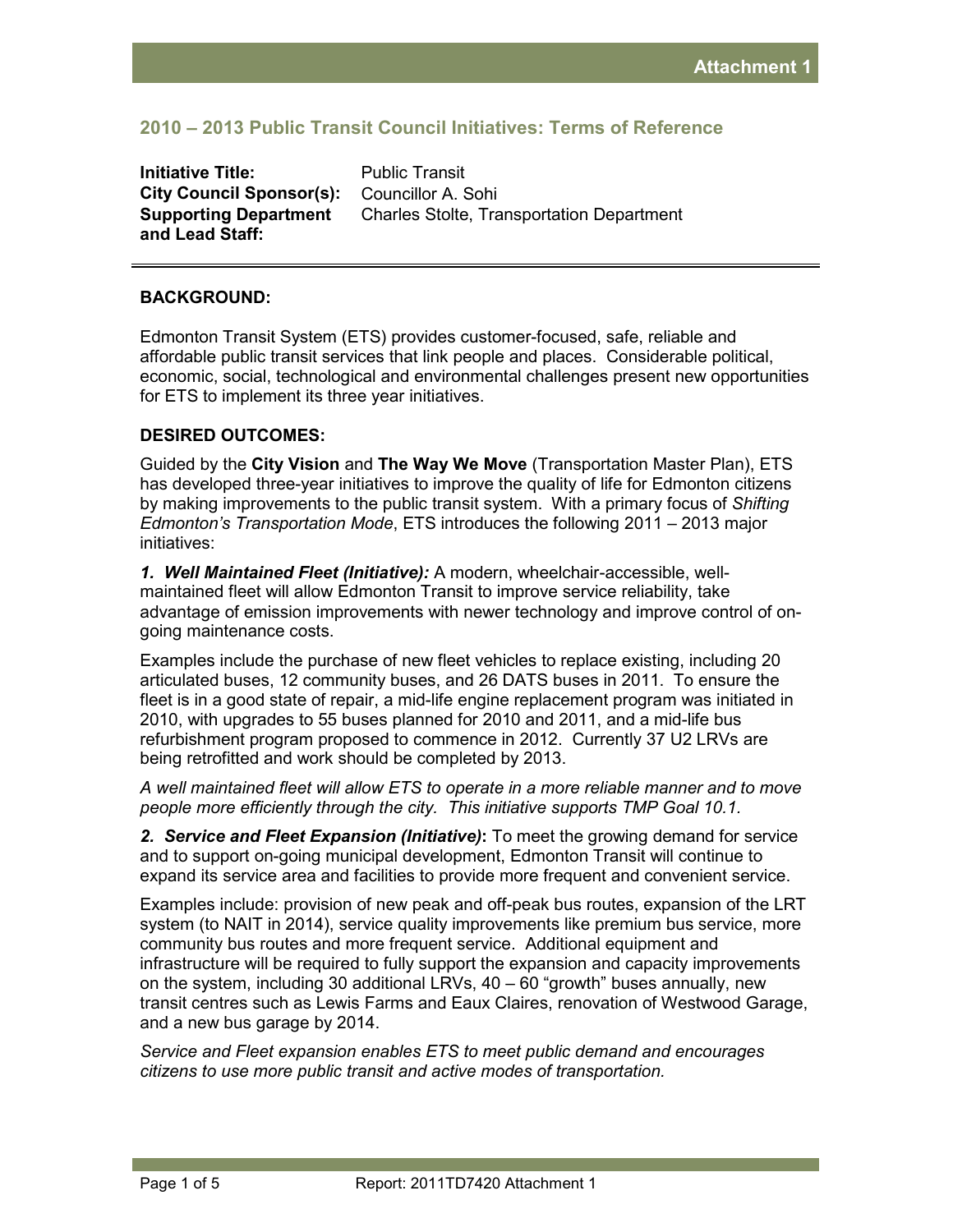Attachment 1

## 2010 – 2013 Public Transit Council Initiatives: Terms of Reference

**Initiative Title:** Public Transit
**City Council Sponsor(s):** Councillor A. Sohi
**Supporting Department and Lead Staff:** Charles Stolte, Transportation Department

---

**BACKGROUND:**

Edmonton Transit System (ETS) provides customer-focused, safe, reliable and affordable public transit services that link people and places. Considerable political, economic, social, technological and environmental challenges present new opportunities for ETS to implement its three year initiatives.

**DESIRED OUTCOMES:**

Guided by the **City Vision** and **The Way We Move** (Transportation Master Plan), ETS has developed three-year initiatives to improve the quality of life for Edmonton citizens by making improvements to the public transit system. With a primary focus of *Shifting Edmonton's Transportation Mode*, ETS introduces the following 2011 – 2013 major initiatives:

***1. Well Maintained Fleet (Initiative):*** A modern, wheelchair-accessible, well-maintained fleet will allow Edmonton Transit to improve service reliability, take advantage of emission improvements with newer technology and improve control of on-going maintenance costs.

Examples include the purchase of new fleet vehicles to replace existing, including 20 articulated buses, 12 community buses, and 26 DATS buses in 2011. To ensure the fleet is in a good state of repair, a mid-life engine replacement program was initiated in 2010, with upgrades to 55 buses planned for 2010 and 2011, and a mid-life bus refurbishment program proposed to commence in 2012. Currently 37 U2 LRVs are being retrofitted and work should be completed by 2013.

*A well maintained fleet will allow ETS to operate in a more reliable manner and to move people more efficiently through the city. This initiative supports TMP Goal 10.1.*

***2. Service and Fleet Expansion (Initiative)*:** To meet the growing demand for service and to support on-going municipal development, Edmonton Transit will continue to expand its service area and facilities to provide more frequent and convenient service.

Examples include: provision of new peak and off-peak bus routes, expansion of the LRT system (to NAIT in 2014), service quality improvements like premium bus service, more community bus routes and more frequent service. Additional equipment and infrastructure will be required to fully support the expansion and capacity improvements on the system, including 30 additional LRVs, 40 – 60 "growth" buses annually, new transit centres such as Lewis Farms and Eaux Claires, renovation of Westwood Garage, and a new bus garage by 2014.

*Service and Fleet expansion enables ETS to meet public demand and encourages citizens to use more public transit and active modes of transportation.*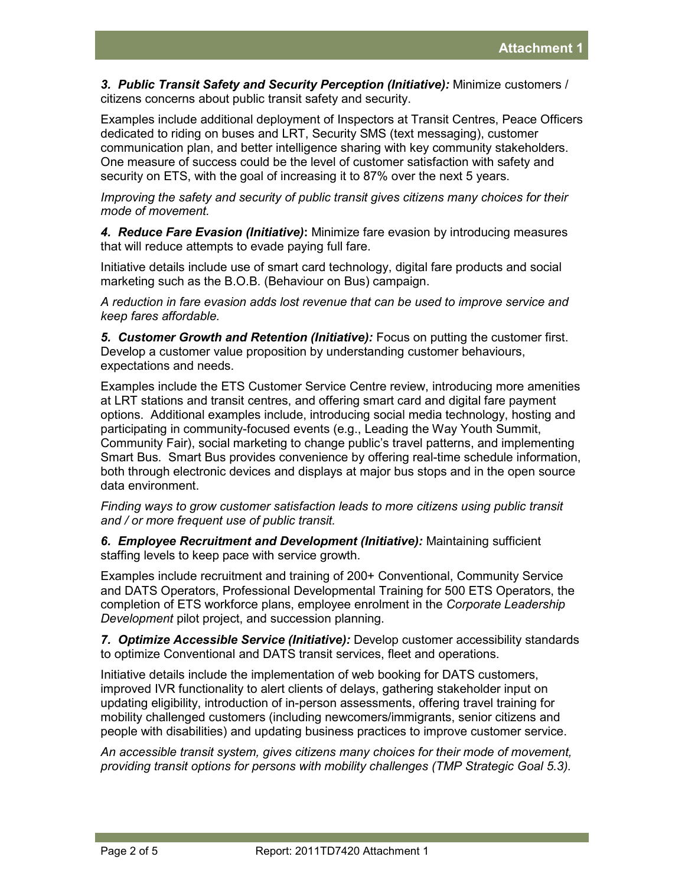***3. Public Transit Safety and Security Perception (Initiative):*** Minimize customers / citizens concerns about public transit safety and security.

Examples include additional deployment of Inspectors at Transit Centres, Peace Officers dedicated to riding on buses and LRT, Security SMS (text messaging), customer communication plan, and better intelligence sharing with key community stakeholders. One measure of success could be the level of customer satisfaction with safety and security on ETS, with the goal of increasing it to 87% over the next 5 years.

*Improving the safety and security of public transit gives citizens many choices for their mode of movement.*

***4. Reduce Fare Evasion (Initiative)*:** Minimize fare evasion by introducing measures that will reduce attempts to evade paying full fare.

Initiative details include use of smart card technology, digital fare products and social marketing such as the B.O.B. (Behaviour on Bus) campaign.

*A reduction in fare evasion adds lost revenue that can be used to improve service and keep fares affordable.*

***5. Customer Growth and Retention (Initiative):*** Focus on putting the customer first. Develop a customer value proposition by understanding customer behaviours, expectations and needs.

Examples include the ETS Customer Service Centre review, introducing more amenities at LRT stations and transit centres, and offering smart card and digital fare payment options. Additional examples include, introducing social media technology, hosting and participating in community-focused events (e.g., Leading the Way Youth Summit, Community Fair), social marketing to change public's travel patterns, and implementing Smart Bus. Smart Bus provides convenience by offering real-time schedule information, both through electronic devices and displays at major bus stops and in the open source data environment.

*Finding ways to grow customer satisfaction leads to more citizens using public transit and / or more frequent use of public transit.*

***6. Employee Recruitment and Development (Initiative):*** Maintaining sufficient staffing levels to keep pace with service growth.

Examples include recruitment and training of 200+ Conventional, Community Service and DATS Operators, Professional Developmental Training for 500 ETS Operators, the completion of ETS workforce plans, employee enrolment in the *Corporate Leadership Development* pilot project, and succession planning.

***7. Optimize Accessible Service (Initiative):*** Develop customer accessibility standards to optimize Conventional and DATS transit services, fleet and operations.

Initiative details include the implementation of web booking for DATS customers, improved IVR functionality to alert clients of delays, gathering stakeholder input on updating eligibility, introduction of in-person assessments, offering travel training for mobility challenged customers (including newcomers/immigrants, senior citizens and people with disabilities) and updating business practices to improve customer service.

*An accessible transit system, gives citizens many choices for their mode of movement, providing transit options for persons with mobility challenges (TMP Strategic Goal 5.3).*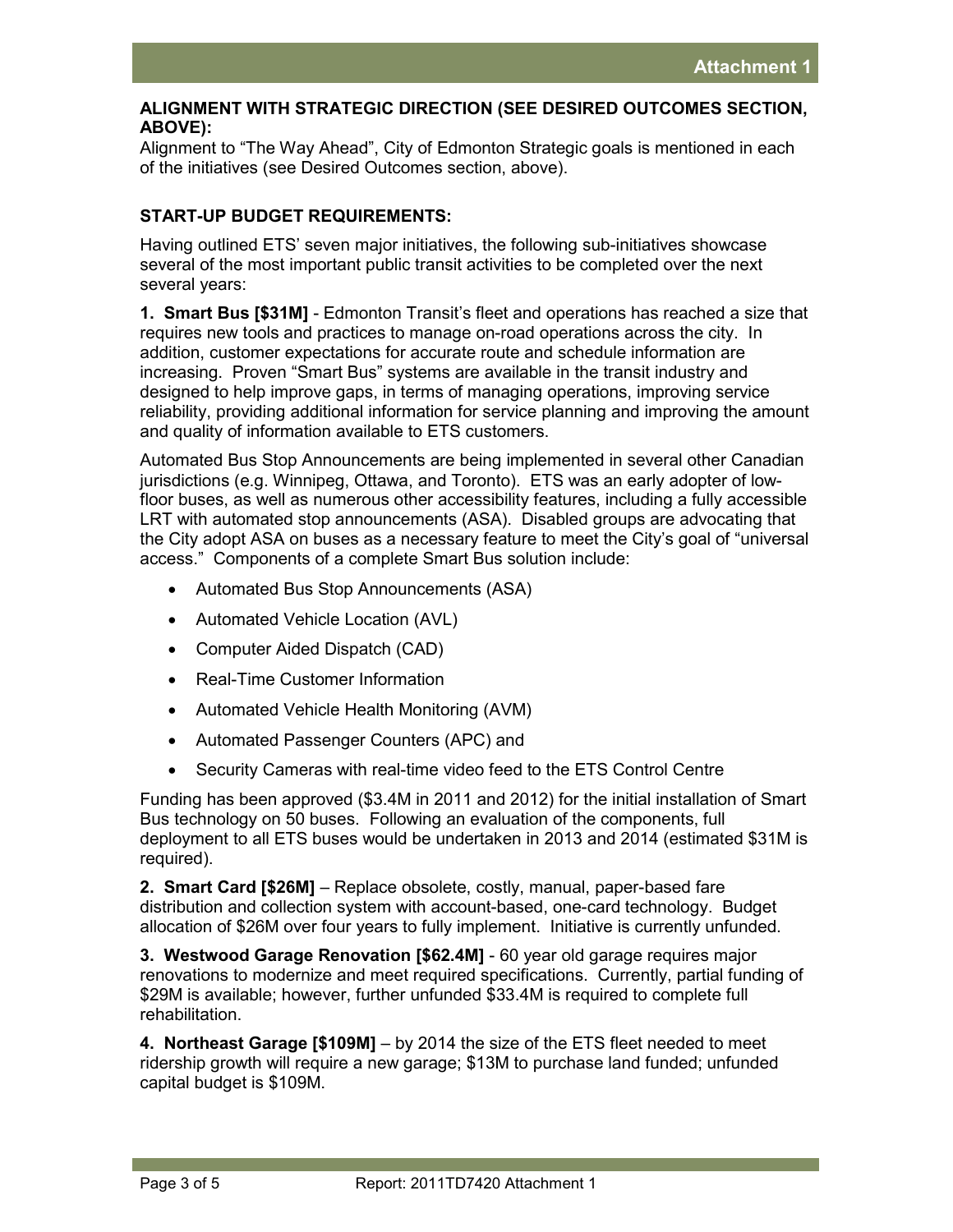**Attachment 1**

**ALIGNMENT WITH STRATEGIC DIRECTION (SEE DESIRED OUTCOMES SECTION, ABOVE):**

Alignment to "The Way Ahead", City of Edmonton Strategic goals is mentioned in each of the initiatives (see Desired Outcomes section, above).

**START-UP BUDGET REQUIREMENTS:**

Having outlined ETS' seven major initiatives, the following sub-initiatives showcase several of the most important public transit activities to be completed over the next several years:

**1. Smart Bus [$31M]** - Edmonton Transit's fleet and operations has reached a size that requires new tools and practices to manage on-road operations across the city. In addition, customer expectations for accurate route and schedule information are increasing. Proven "Smart Bus" systems are available in the transit industry and designed to help improve gaps, in terms of managing operations, improving service reliability, providing additional information for service planning and improving the amount and quality of information available to ETS customers.

Automated Bus Stop Announcements are being implemented in several other Canadian jurisdictions (e.g. Winnipeg, Ottawa, and Toronto). ETS was an early adopter of low-floor buses, as well as numerous other accessibility features, including a fully accessible LRT with automated stop announcements (ASA). Disabled groups are advocating that the City adopt ASA on buses as a necessary feature to meet the City's goal of "universal access." Components of a complete Smart Bus solution include:

- Automated Bus Stop Announcements (ASA)
- Automated Vehicle Location (AVL)
- Computer Aided Dispatch (CAD)
- Real-Time Customer Information
- Automated Vehicle Health Monitoring (AVM)
- Automated Passenger Counters (APC) and
- Security Cameras with real-time video feed to the ETS Control Centre

Funding has been approved ($3.4M in 2011 and 2012) for the initial installation of Smart Bus technology on 50 buses. Following an evaluation of the components, full deployment to all ETS buses would be undertaken in 2013 and 2014 (estimated $31M is required).

**2. Smart Card [$26M]** – Replace obsolete, costly, manual, paper-based fare distribution and collection system with account-based, one-card technology. Budget allocation of $26M over four years to fully implement. Initiative is currently unfunded.

**3. Westwood Garage Renovation [$62.4M]** - 60 year old garage requires major renovations to modernize and meet required specifications. Currently, partial funding of $29M is available; however, further unfunded $33.4M is required to complete full rehabilitation.

**4. Northeast Garage [$109M]** – by 2014 the size of the ETS fleet needed to meet ridership growth will require a new garage; $13M to purchase land funded; unfunded capital budget is $109M.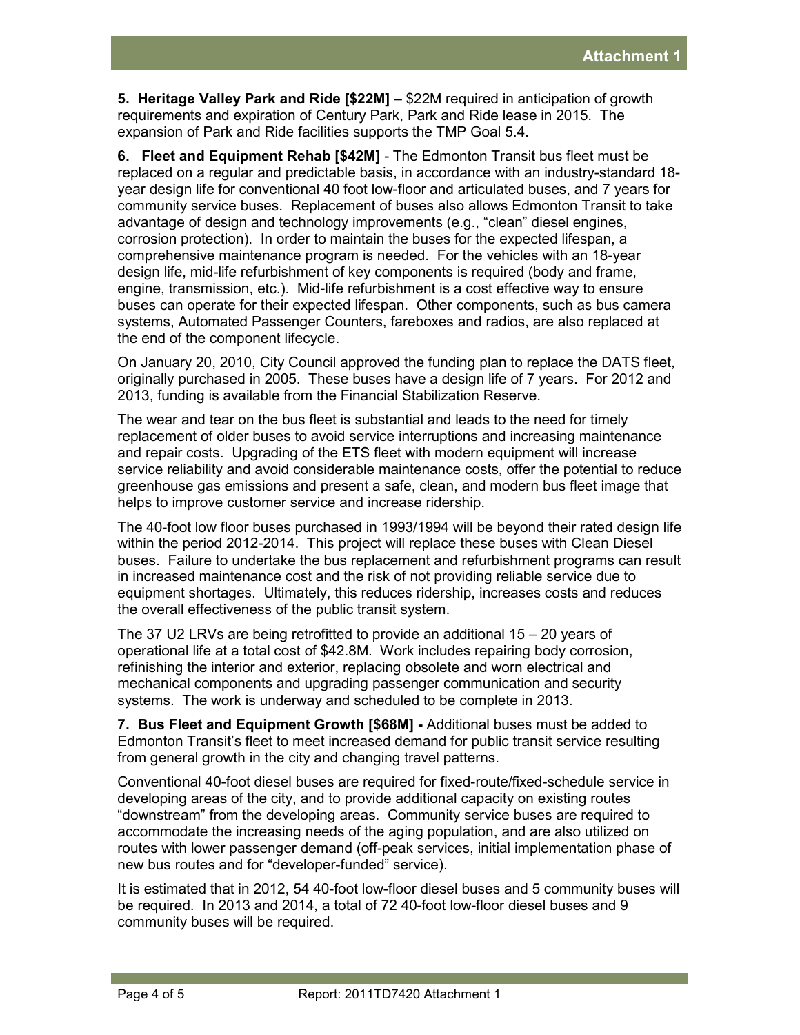**5. Heritage Valley Park and Ride [$22M]** – $22M required in anticipation of growth requirements and expiration of Century Park, Park and Ride lease in 2015. The expansion of Park and Ride facilities supports the TMP Goal 5.4.

**6. Fleet and Equipment Rehab [$42M]** - The Edmonton Transit bus fleet must be replaced on a regular and predictable basis, in accordance with an industry-standard 18-year design life for conventional 40 foot low-floor and articulated buses, and 7 years for community service buses. Replacement of buses also allows Edmonton Transit to take advantage of design and technology improvements (e.g., "clean" diesel engines, corrosion protection). In order to maintain the buses for the expected lifespan, a comprehensive maintenance program is needed. For the vehicles with an 18-year design life, mid-life refurbishment of key components is required (body and frame, engine, transmission, etc.). Mid-life refurbishment is a cost effective way to ensure buses can operate for their expected lifespan. Other components, such as bus camera systems, Automated Passenger Counters, fareboxes and radios, are also replaced at the end of the component lifecycle.

On January 20, 2010, City Council approved the funding plan to replace the DATS fleet, originally purchased in 2005. These buses have a design life of 7 years. For 2012 and 2013, funding is available from the Financial Stabilization Reserve.

The wear and tear on the bus fleet is substantial and leads to the need for timely replacement of older buses to avoid service interruptions and increasing maintenance and repair costs. Upgrading of the ETS fleet with modern equipment will increase service reliability and avoid considerable maintenance costs, offer the potential to reduce greenhouse gas emissions and present a safe, clean, and modern bus fleet image that helps to improve customer service and increase ridership.

The 40-foot low floor buses purchased in 1993/1994 will be beyond their rated design life within the period 2012-2014. This project will replace these buses with Clean Diesel buses. Failure to undertake the bus replacement and refurbishment programs can result in increased maintenance cost and the risk of not providing reliable service due to equipment shortages. Ultimately, this reduces ridership, increases costs and reduces the overall effectiveness of the public transit system.

The 37 U2 LRVs are being retrofitted to provide an additional 15 – 20 years of operational life at a total cost of $42.8M. Work includes repairing body corrosion, refinishing the interior and exterior, replacing obsolete and worn electrical and mechanical components and upgrading passenger communication and security systems. The work is underway and scheduled to be complete in 2013.

**7. Bus Fleet and Equipment Growth [$68M] -** Additional buses must be added to Edmonton Transit's fleet to meet increased demand for public transit service resulting from general growth in the city and changing travel patterns.

Conventional 40-foot diesel buses are required for fixed-route/fixed-schedule service in developing areas of the city, and to provide additional capacity on existing routes "downstream" from the developing areas. Community service buses are required to accommodate the increasing needs of the aging population, and are also utilized on routes with lower passenger demand (off-peak services, initial implementation phase of new bus routes and for "developer-funded" service).

It is estimated that in 2012, 54 40-foot low-floor diesel buses and 5 community buses will be required. In 2013 and 2014, a total of 72 40-foot low-floor diesel buses and 9 community buses will be required.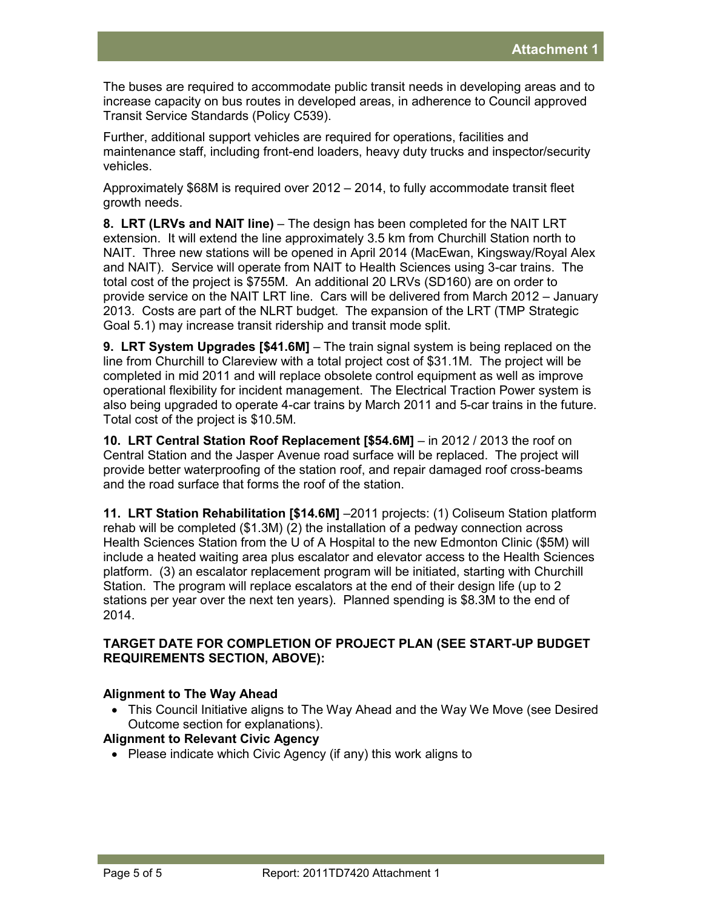The buses are required to accommodate public transit needs in developing areas and to increase capacity on bus routes in developed areas, in adherence to Council approved Transit Service Standards (Policy C539).

Further, additional support vehicles are required for operations, facilities and maintenance staff, including front-end loaders, heavy duty trucks and inspector/security vehicles.

Approximately $68M is required over 2012 – 2014, to fully accommodate transit fleet growth needs.

**8. LRT (LRVs and NAIT line)** – The design has been completed for the NAIT LRT extension. It will extend the line approximately 3.5 km from Churchill Station north to NAIT. Three new stations will be opened in April 2014 (MacEwan, Kingsway/Royal Alex and NAIT). Service will operate from NAIT to Health Sciences using 3-car trains. The total cost of the project is $755M. An additional 20 LRVs (SD160) are on order to provide service on the NAIT LRT line. Cars will be delivered from March 2012 – January 2013. Costs are part of the NLRT budget. The expansion of the LRT (TMP Strategic Goal 5.1) may increase transit ridership and transit mode split.

**9. LRT System Upgrades [$41.6M]** – The train signal system is being replaced on the line from Churchill to Clareview with a total project cost of $31.1M. The project will be completed in mid 2011 and will replace obsolete control equipment as well as improve operational flexibility for incident management. The Electrical Traction Power system is also being upgraded to operate 4-car trains by March 2011 and 5-car trains in the future. Total cost of the project is $10.5M.

**10. LRT Central Station Roof Replacement [$54.6M]** – in 2012 / 2013 the roof on Central Station and the Jasper Avenue road surface will be replaced. The project will provide better waterproofing of the station roof, and repair damaged roof cross-beams and the road surface that forms the roof of the station.

**11. LRT Station Rehabilitation [$14.6M]** –2011 projects: (1) Coliseum Station platform rehab will be completed ($1.3M) (2) the installation of a pedway connection across Health Sciences Station from the U of A Hospital to the new Edmonton Clinic ($5M) will include a heated waiting area plus escalator and elevator access to the Health Sciences platform. (3) an escalator replacement program will be initiated, starting with Churchill Station. The program will replace escalators at the end of their design life (up to 2 stations per year over the next ten years). Planned spending is $8.3M to the end of 2014.

**TARGET DATE FOR COMPLETION OF PROJECT PLAN (SEE START-UP BUDGET REQUIREMENTS SECTION, ABOVE):**

**Alignment to The Way Ahead**

- This Council Initiative aligns to The Way Ahead and the Way We Move (see Desired Outcome section for explanations).

**Alignment to Relevant Civic Agency**

- Please indicate which Civic Agency (if any) this work aligns to